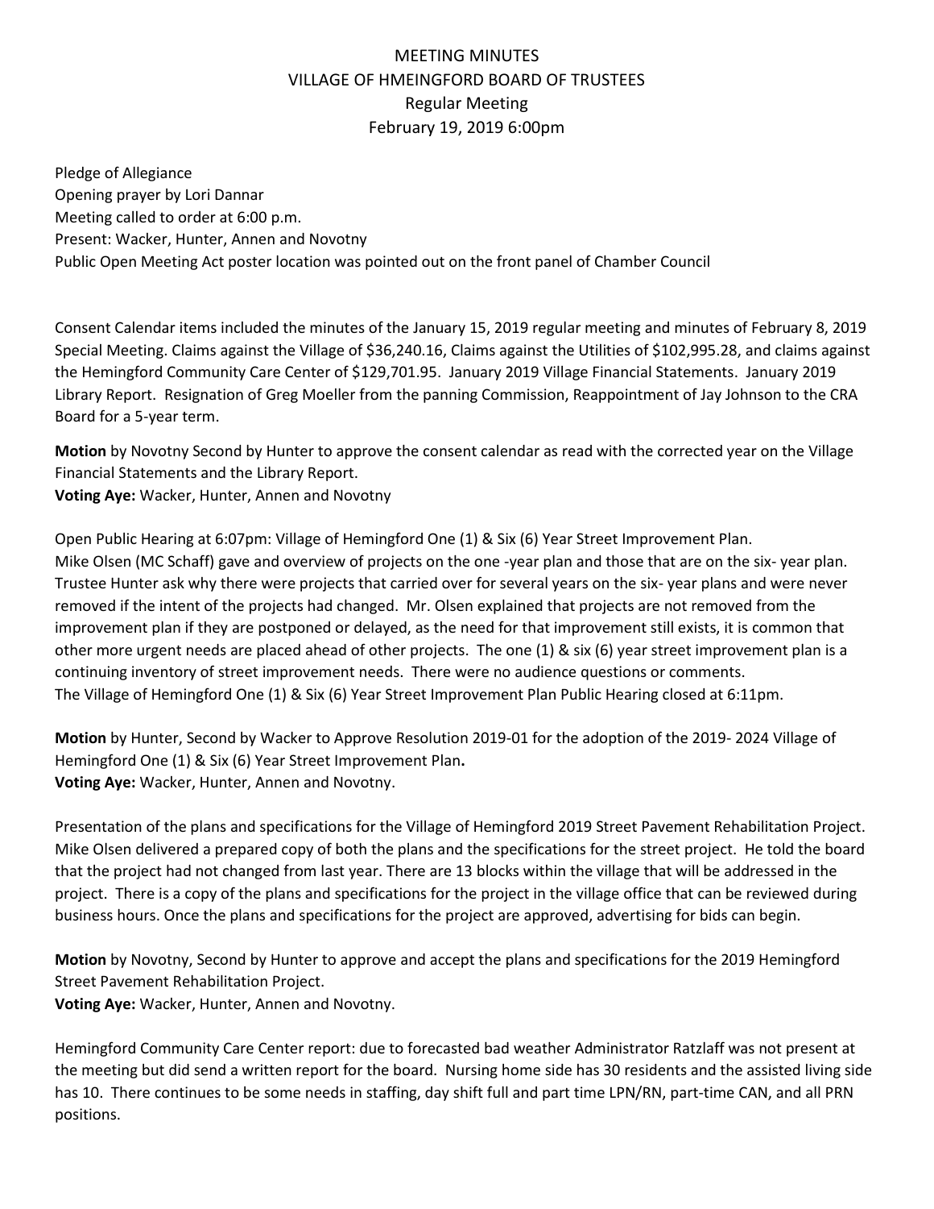# MEETING MINUTES
## VILLAGE OF HMEINGFORD BOARD OF TRUSTEES
## Regular Meeting
## February 19, 2019 6:00pm

Pledge of Allegiance
Opening prayer by Lori Dannar
Meeting called to order at 6:00 p.m.
Present: Wacker, Hunter, Annen and Novotny
Public Open Meeting Act poster location was pointed out on the front panel of Chamber Council

Consent Calendar items included the minutes of the January 15, 2019 regular meeting and minutes of February 8, 2019 Special Meeting. Claims against the Village of $36,240.16, Claims against the Utilities of $102,995.28, and claims against the Hemingford Community Care Center of $129,701.95. January 2019 Village Financial Statements. January 2019 Library Report. Resignation of Greg Moeller from the panning Commission, Reappointment of Jay Johnson to the CRA Board for a 5-year term.

**Motion** by Novotny Second by Hunter to approve the consent calendar as read with the corrected year on the Village Financial Statements and the Library Report.
**Voting Aye:** Wacker, Hunter, Annen and Novotny

Open Public Hearing at 6:07pm: Village of Hemingford One (1) & Six (6) Year Street Improvement Plan.
Mike Olsen (MC Schaff) gave and overview of projects on the one -year plan and those that are on the six- year plan. Trustee Hunter ask why there were projects that carried over for several years on the six- year plans and were never removed if the intent of the projects had changed. Mr. Olsen explained that projects are not removed from the improvement plan if they are postponed or delayed, as the need for that improvement still exists, it is common that other more urgent needs are placed ahead of other projects. The one (1) & six (6) year street improvement plan is a continuing inventory of street improvement needs. There were no audience questions or comments.
The Village of Hemingford One (1) & Six (6) Year Street Improvement Plan Public Hearing closed at 6:11pm.

**Motion** by Hunter, Second by Wacker to Approve Resolution 2019-01 for the adoption of the 2019- 2024 Village of Hemingford One (1) & Six (6) Year Street Improvement Plan**.**
**Voting Aye:** Wacker, Hunter, Annen and Novotny.

Presentation of the plans and specifications for the Village of Hemingford 2019 Street Pavement Rehabilitation Project. Mike Olsen delivered a prepared copy of both the plans and the specifications for the street project. He told the board that the project had not changed from last year. There are 13 blocks within the village that will be addressed in the project. There is a copy of the plans and specifications for the project in the village office that can be reviewed during business hours. Once the plans and specifications for the project are approved, advertising for bids can begin.

**Motion** by Novotny, Second by Hunter to approve and accept the plans and specifications for the 2019 Hemingford Street Pavement Rehabilitation Project.
**Voting Aye:** Wacker, Hunter, Annen and Novotny.

Hemingford Community Care Center report: due to forecasted bad weather Administrator Ratzlaff was not present at the meeting but did send a written report for the board. Nursing home side has 30 residents and the assisted living side has 10. There continues to be some needs in staffing, day shift full and part time LPN/RN, part-time CAN, and all PRN positions.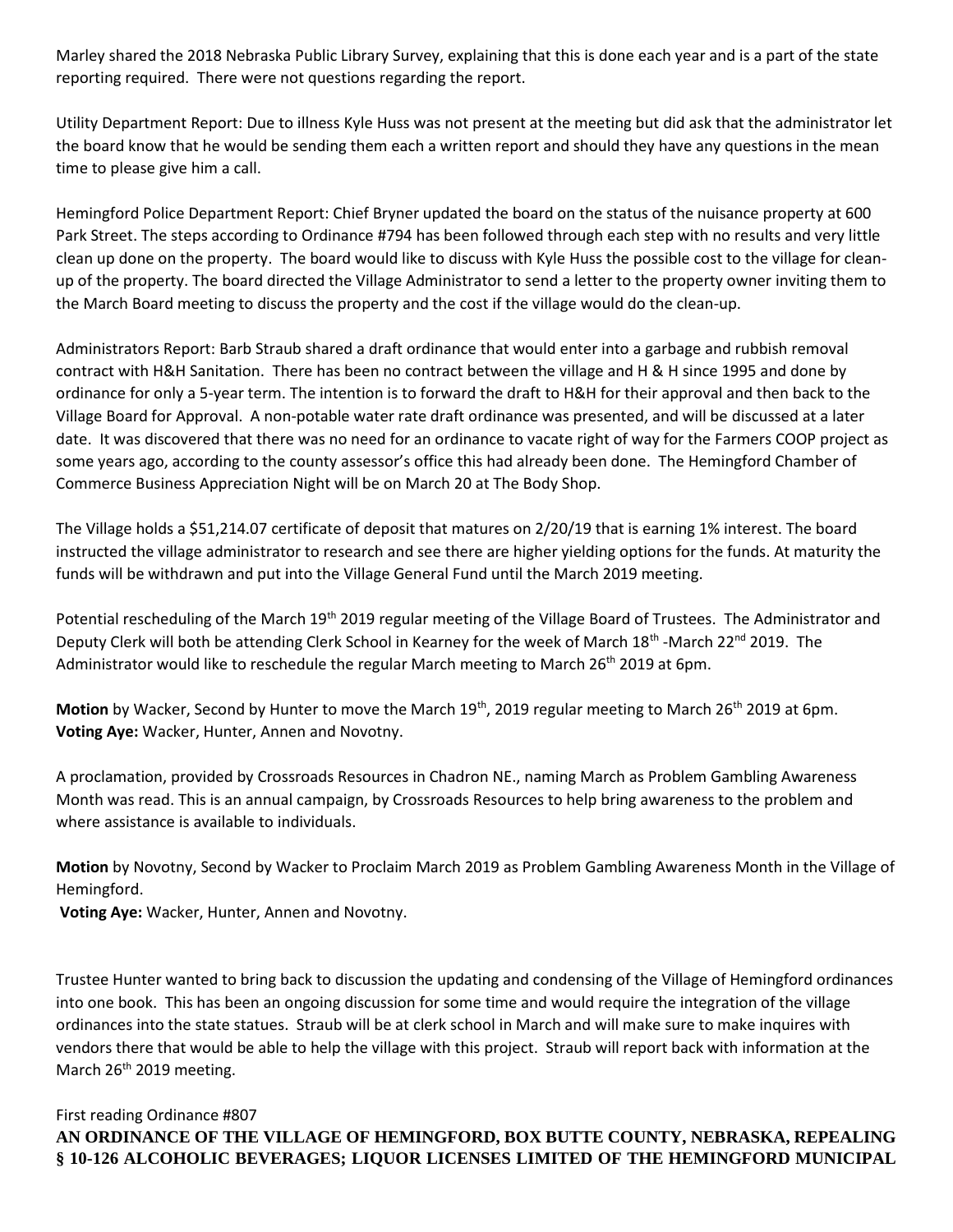Marley shared the 2018 Nebraska Public Library Survey, explaining that this is done each year and is a part of the state reporting required. There were not questions regarding the report.

Utility Department Report: Due to illness Kyle Huss was not present at the meeting but did ask that the administrator let the board know that he would be sending them each a written report and should they have any questions in the mean time to please give him a call.

Hemingford Police Department Report: Chief Bryner updated the board on the status of the nuisance property at 600 Park Street. The steps according to Ordinance #794 has been followed through each step with no results and very little clean up done on the property. The board would like to discuss with Kyle Huss the possible cost to the village for clean-up of the property. The board directed the Village Administrator to send a letter to the property owner inviting them to the March Board meeting to discuss the property and the cost if the village would do the clean-up.

Administrators Report: Barb Straub shared a draft ordinance that would enter into a garbage and rubbish removal contract with H&H Sanitation. There has been no contract between the village and H & H since 1995 and done by ordinance for only a 5-year term. The intention is to forward the draft to H&H for their approval and then back to the Village Board for Approval. A non-potable water rate draft ordinance was presented, and will be discussed at a later date. It was discovered that there was no need for an ordinance to vacate right of way for the Farmers COOP project as some years ago, according to the county assessor's office this had already been done. The Hemingford Chamber of Commerce Business Appreciation Night will be on March 20 at The Body Shop.

The Village holds a $51,214.07 certificate of deposit that matures on 2/20/19 that is earning 1% interest. The board instructed the village administrator to research and see there are higher yielding options for the funds. At maturity the funds will be withdrawn and put into the Village General Fund until the March 2019 meeting.

Potential rescheduling of the March 19th 2019 regular meeting of the Village Board of Trustees. The Administrator and Deputy Clerk will both be attending Clerk School in Kearney for the week of March 18th -March 22nd 2019. The Administrator would like to reschedule the regular March meeting to March 26th 2019 at 6pm.

**Motion** by Wacker, Second by Hunter to move the March 19th, 2019 regular meeting to March 26th 2019 at 6pm.
**Voting Aye:** Wacker, Hunter, Annen and Novotny.

A proclamation, provided by Crossroads Resources in Chadron NE., naming March as Problem Gambling Awareness Month was read. This is an annual campaign, by Crossroads Resources to help bring awareness to the problem and where assistance is available to individuals.

**Motion** by Novotny, Second by Wacker to Proclaim March 2019 as Problem Gambling Awareness Month in the Village of Hemingford.
**Voting Aye:** Wacker, Hunter, Annen and Novotny.

Trustee Hunter wanted to bring back to discussion the updating and condensing of the Village of Hemingford ordinances into one book. This has been an ongoing discussion for some time and would require the integration of the village ordinances into the state statues. Straub will be at clerk school in March and will make sure to make inquires with vendors there that would be able to help the village with this project. Straub will report back with information at the March 26th 2019 meeting.

First reading Ordinance #807
**AN ORDINANCE OF THE VILLAGE OF HEMINGFORD, BOX BUTTE COUNTY, NEBRASKA, REPEALING § 10-126 ALCOHOLIC BEVERAGES; LIQUOR LICENSES LIMITED OF THE HEMINGFORD MUNICIPAL**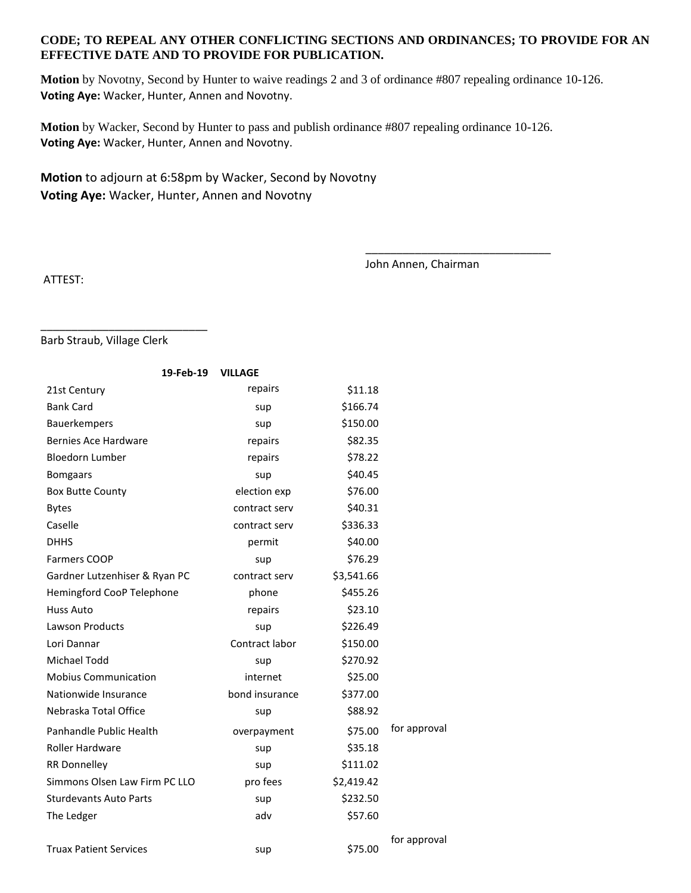**CODE; TO REPEAL ANY OTHER CONFLICTING SECTIONS AND ORDINANCES; TO PROVIDE FOR AN EFFECTIVE DATE AND TO PROVIDE FOR PUBLICATION.**

**Motion** by Novotny, Second by Hunter to waive readings 2 and 3 of ordinance #807 repealing ordinance 10-126.
**Voting Aye:** Wacker, Hunter, Annen and Novotny.

**Motion** by Wacker, Second by Hunter to pass and publish ordinance #807 repealing ordinance 10-126.
**Voting Aye:** Wacker, Hunter, Annen and Novotny.

**Motion** to adjourn at 6:58pm by Wacker, Second by Novotny
**Voting Aye:** Wacker, Hunter, Annen and Novotny

______________________________
John Annen, Chairman

ATTEST:

___________________________
Barb Straub, Village Clerk

| 19-Feb-19 | VILLAGE | | |
|---|---|---|---|
| 21st Century | repairs | $11.18 | |
| Bank Card | sup | $166.74 | |
| Bauerkempers | sup | $150.00 | |
| Bernies Ace Hardware | repairs | $82.35 | |
| Bloedorn Lumber | repairs | $78.22 | |
| Bomgaars | sup | $40.45 | |
| Box Butte County | election exp | $76.00 | |
| Bytes | contract serv | $40.31 | |
| Caselle | contract serv | $336.33 | |
| DHHS | permit | $40.00 | |
| Farmers COOP | sup | $76.29 | |
| Gardner Lutzenhiser & Ryan PC | contract serv | $3,541.66 | |
| Hemingford CooP Telephone | phone | $455.26 | |
| Huss Auto | repairs | $23.10 | |
| Lawson Products | sup | $226.49 | |
| Lori Dannar | Contract labor | $150.00 | |
| Michael Todd | sup | $270.92 | |
| Mobius Communication | internet | $25.00 | |
| Nationwide Insurance | bond insurance | $377.00 | |
| Nebraska Total Office | sup | $88.92 | |
| Panhandle Public Health | overpayment | $75.00 | for approval |
| Roller Hardware | sup | $35.18 | |
| RR Donnelley | sup | $111.02 | |
| Simmons Olsen Law Firm PC LLO | pro fees | $2,419.42 | |
| Sturdevants Auto Parts | sup | $232.50 | |
| The Ledger | adv | $57.60 | |
| Truax Patient Services | sup | $75.00 | for approval |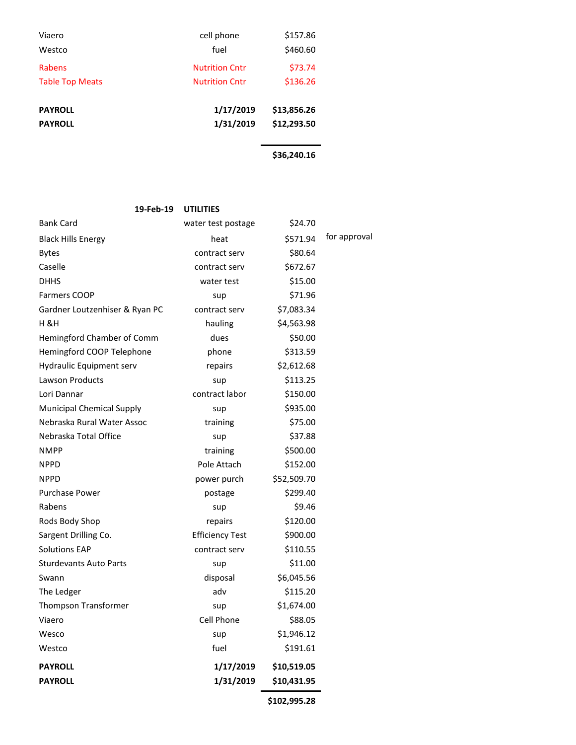| | | |
|---|---|---|
| Viaero | cell phone | $157.86 |
| Westco | fuel | $460.60 |
| Rabens | Nutrition Cntr | $73.74 |
| Table Top Meats | Nutrition Cntr | $136.26 |
| **PAYROLL** | **1/17/2019** | **$13,856.26** |
| **PAYROLL** | **1/31/2019** | **$12,293.50** |
| | | **$36,240.16** |

| **19-Feb-19** | **UTILITIES** | | |
|---|---|---|---|
| Bank Card | water test postage | $24.70 | |
| Black Hills Energy | heat | $571.94 | for approval |
| Bytes | contract serv | $80.64 | |
| Caselle | contract serv | $672.67 | |
| DHHS | water test | $15.00 | |
| Farmers COOP | sup | $71.96 | |
| Gardner Loutzenhiser & Ryan PC | contract serv | $7,083.34 | |
| H &H | hauling | $4,563.98 | |
| Hemingford Chamber of Comm | dues | $50.00 | |
| Hemingford COOP Telephone | phone | $313.59 | |
| Hydraulic Equipment serv | repairs | $2,612.68 | |
| Lawson Products | sup | $113.25 | |
| Lori Dannar | contract labor | $150.00 | |
| Municipal Chemical Supply | sup | $935.00 | |
| Nebraska Rural Water Assoc | training | $75.00 | |
| Nebraska Total Office | sup | $37.88 | |
| NMPP | training | $500.00 | |
| NPPD | Pole Attach | $152.00 | |
| NPPD | power purch | $52,509.70 | |
| Purchase Power | postage | $299.40 | |
| Rabens | sup | $9.46 | |
| Rods Body Shop | repairs | $120.00 | |
| Sargent Drilling Co. | Efficiency Test | $900.00 | |
| Solutions EAP | contract serv | $110.55 | |
| Sturdevants Auto Parts | sup | $11.00 | |
| Swann | disposal | $6,045.56 | |
| The Ledger | adv | $115.20 | |
| Thompson Transformer | sup | $1,674.00 | |
| Viaero | Cell Phone | $88.05 | |
| Wesco | sup | $1,946.12 | |
| Westco | fuel | $191.61 | |
| **PAYROLL** | **1/17/2019** | **$10,519.05** | |
| **PAYROLL** | **1/31/2019** | **$10,431.95** | |
| | | **$102,995.28** | |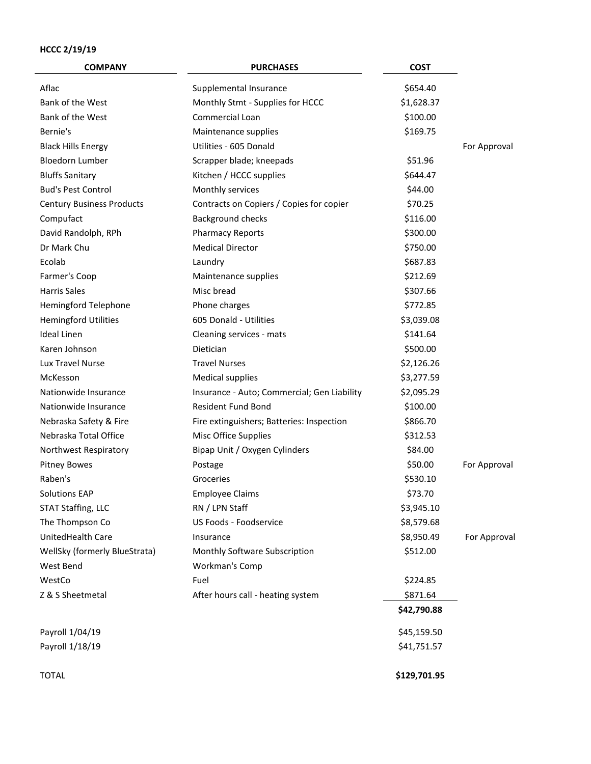**HCCC 2/19/19**

| COMPANY | PURCHASES | COST | |
|---|---|---|---|
| Aflac | Supplemental Insurance | $654.40 | |
| Bank of the West | Monthly Stmt - Supplies for HCCC | $1,628.37 | |
| Bank of the West | Commercial Loan | $100.00 | |
| Bernie's | Maintenance supplies | $169.75 | |
| Black Hills Energy | Utilities - 605 Donald | | For Approval |
| Bloedorn Lumber | Scrapper blade; kneepads | $51.96 | |
| Bluffs Sanitary | Kitchen / HCCC supplies | $644.47 | |
| Bud's Pest Control | Monthly services | $44.00 | |
| Century Business Products | Contracts on Copiers / Copies for copier | $70.25 | |
| Compufact | Background checks | $116.00 | |
| David Randolph, RPh | Pharmacy Reports | $300.00 | |
| Dr Mark Chu | Medical Director | $750.00 | |
| Ecolab | Laundry | $687.83 | |
| Farmer's Coop | Maintenance supplies | $212.69 | |
| Harris Sales | Misc bread | $307.66 | |
| Hemingford Telephone | Phone charges | $772.85 | |
| Hemingford Utilities | 605 Donald - Utilities | $3,039.08 | |
| Ideal Linen | Cleaning services - mats | $141.64 | |
| Karen Johnson | Dietician | $500.00 | |
| Lux Travel Nurse | Travel Nurses | $2,126.26 | |
| McKesson | Medical supplies | $3,277.59 | |
| Nationwide Insurance | Insurance - Auto; Commercial; Gen Liability | $2,095.29 | |
| Nationwide Insurance | Resident Fund Bond | $100.00 | |
| Nebraska Safety & Fire | Fire extinguishers; Batteries: Inspection | $866.70 | |
| Nebraska Total Office | Misc Office Supplies | $312.53 | |
| Northwest Respiratory | Bipap Unit / Oxygen Cylinders | $84.00 | |
| Pitney Bowes | Postage | $50.00 | For Approval |
| Raben's | Groceries | $530.10 | |
| Solutions EAP | Employee Claims | $73.70 | |
| STAT Staffing, LLC | RN / LPN Staff | $3,945.10 | |
| The Thompson Co | US Foods - Foodservice | $8,579.68 | |
| UnitedHealth Care | Insurance | $8,950.49 | For Approval |
| WellSky (formerly BlueStrata) | Monthly Software Subscription | $512.00 | |
| West Bend | Workman's Comp | | |
| WestCo | Fuel | $224.85 | |
| Z & S Sheetmetal | After hours call - heating system | $871.64 | |
| | | **$42,790.88** | |
| Payroll 1/04/19 | | $45,159.50 | |
| Payroll 1/18/19 | | $41,751.57 | |
| TOTAL | | **$129,701.95** | |